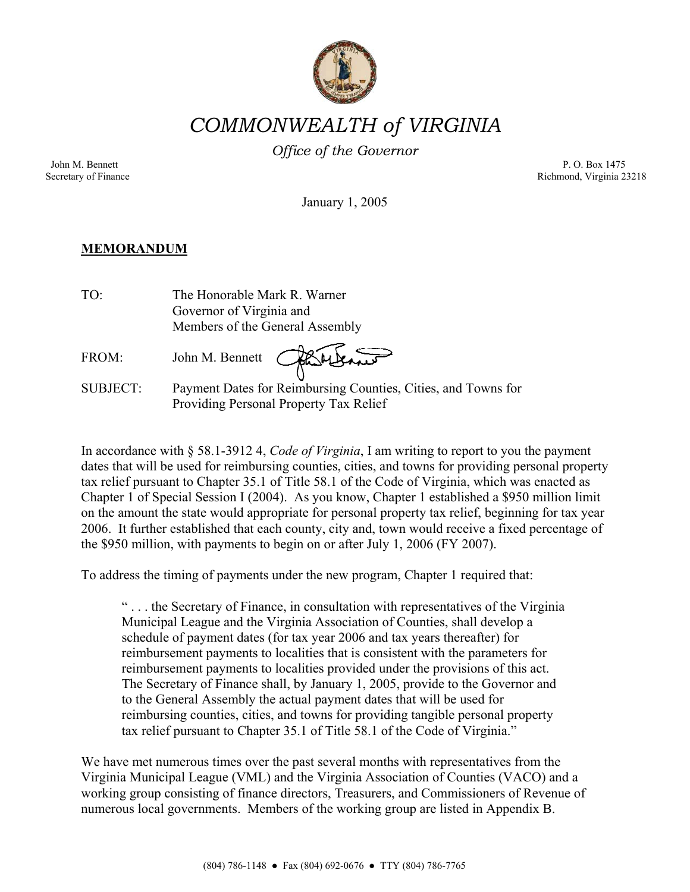# COMMONWEALTH of VIRGINIA

*Office of the Governor*

John M. Bennett
Secretary of Finance

P. O. Box 1475
Richmond, Virginia 23218

January 1, 2005

**MEMORANDUM**

TO: The Honorable Mark R. Warner
Governor of Virginia and
Members of the General Assembly

FROM: John M. Bennett

SUBJECT: Payment Dates for Reimbursing Counties, Cities, and Towns for Providing Personal Property Tax Relief

In accordance with § 58.1-3912 4, *Code of Virginia*, I am writing to report to you the payment dates that will be used for reimbursing counties, cities, and towns for providing personal property tax relief pursuant to Chapter 35.1 of Title 58.1 of the Code of Virginia, which was enacted as Chapter 1 of Special Session I (2004). As you know, Chapter 1 established a $950 million limit on the amount the state would appropriate for personal property tax relief, beginning for tax year 2006. It further established that each county, city and, town would receive a fixed percentage of the $950 million, with payments to begin on or after July 1, 2006 (FY 2007).

To address the timing of payments under the new program, Chapter 1 required that:

> " . . . the Secretary of Finance, in consultation with representatives of the Virginia Municipal League and the Virginia Association of Counties, shall develop a schedule of payment dates (for tax year 2006 and tax years thereafter) for reimbursement payments to localities that is consistent with the parameters for reimbursement payments to localities provided under the provisions of this act. The Secretary of Finance shall, by January 1, 2005, provide to the Governor and to the General Assembly the actual payment dates that will be used for reimbursing counties, cities, and towns for providing tangible personal property tax relief pursuant to Chapter 35.1 of Title 58.1 of the Code of Virginia."

We have met numerous times over the past several months with representatives from the Virginia Municipal League (VML) and the Virginia Association of Counties (VACO) and a working group consisting of finance directors, Treasurers, and Commissioners of Revenue of numerous local governments. Members of the working group are listed in Appendix B.

(804) 786-1148 ● Fax (804) 692-0676 ● TTY (804) 786-7765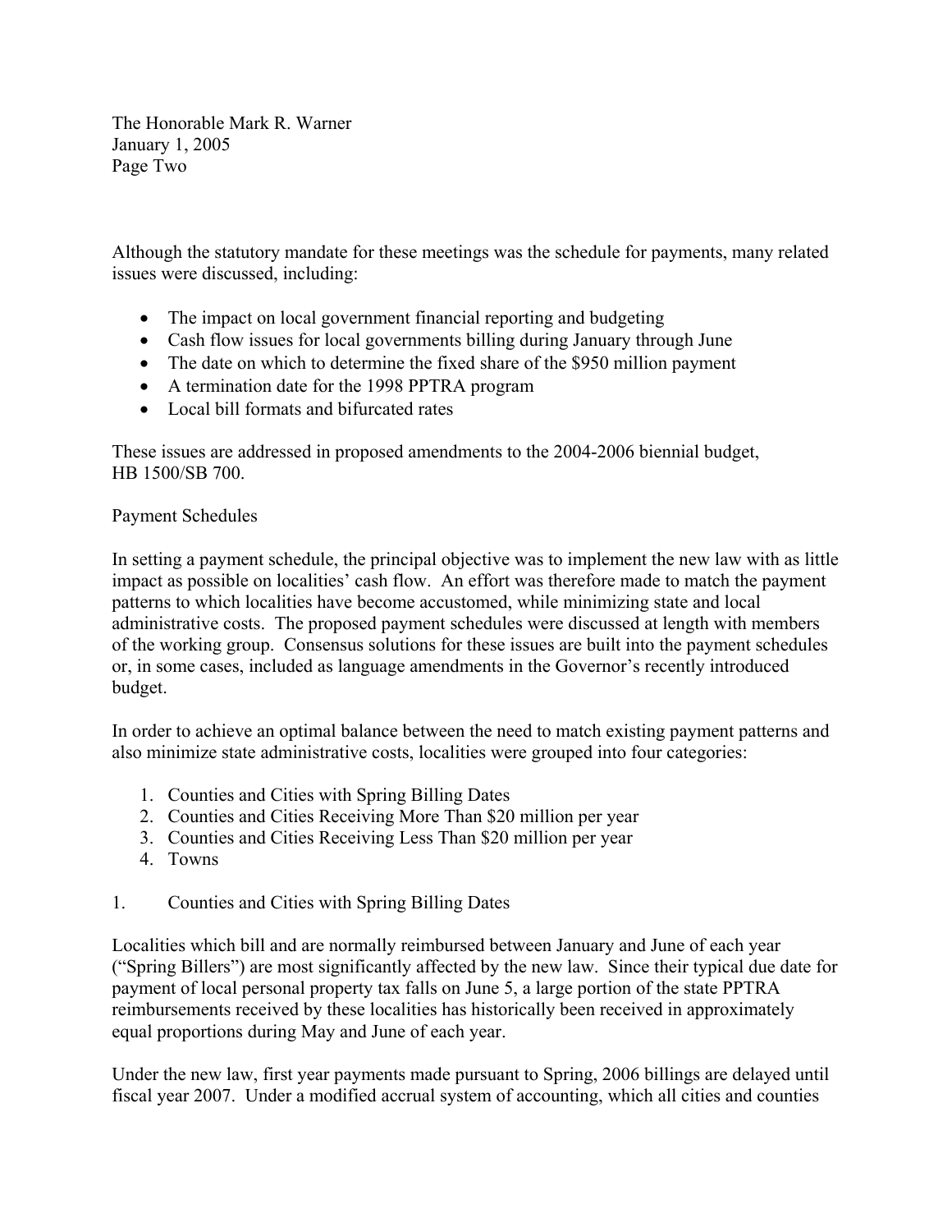Although the statutory mandate for these meetings was the schedule for payments, many related issues were discussed, including:

- The impact on local government financial reporting and budgeting
- Cash flow issues for local governments billing during January through June
- The date on which to determine the fixed share of the $950 million payment
- A termination date for the 1998 PPTRA program
- Local bill formats and bifurcated rates

These issues are addressed in proposed amendments to the 2004-2006 biennial budget, HB 1500/SB 700.

Payment Schedules

In setting a payment schedule, the principal objective was to implement the new law with as little impact as possible on localities' cash flow. An effort was therefore made to match the payment patterns to which localities have become accustomed, while minimizing state and local administrative costs. The proposed payment schedules were discussed at length with members of the working group. Consensus solutions for these issues are built into the payment schedules or, in some cases, included as language amendments in the Governor's recently introduced budget.

In order to achieve an optimal balance between the need to match existing payment patterns and also minimize state administrative costs, localities were grouped into four categories:

1. Counties and Cities with Spring Billing Dates
2. Counties and Cities Receiving More Than $20 million per year
3. Counties and Cities Receiving Less Than $20 million per year
4. Towns

1. Counties and Cities with Spring Billing Dates

Localities which bill and are normally reimbursed between January and June of each year ("Spring Billers") are most significantly affected by the new law. Since their typical due date for payment of local personal property tax falls on June 5, a large portion of the state PPTRA reimbursements received by these localities has historically been received in approximately equal proportions during May and June of each year.

Under the new law, first year payments made pursuant to Spring, 2006 billings are delayed until fiscal year 2007. Under a modified accrual system of accounting, which all cities and counties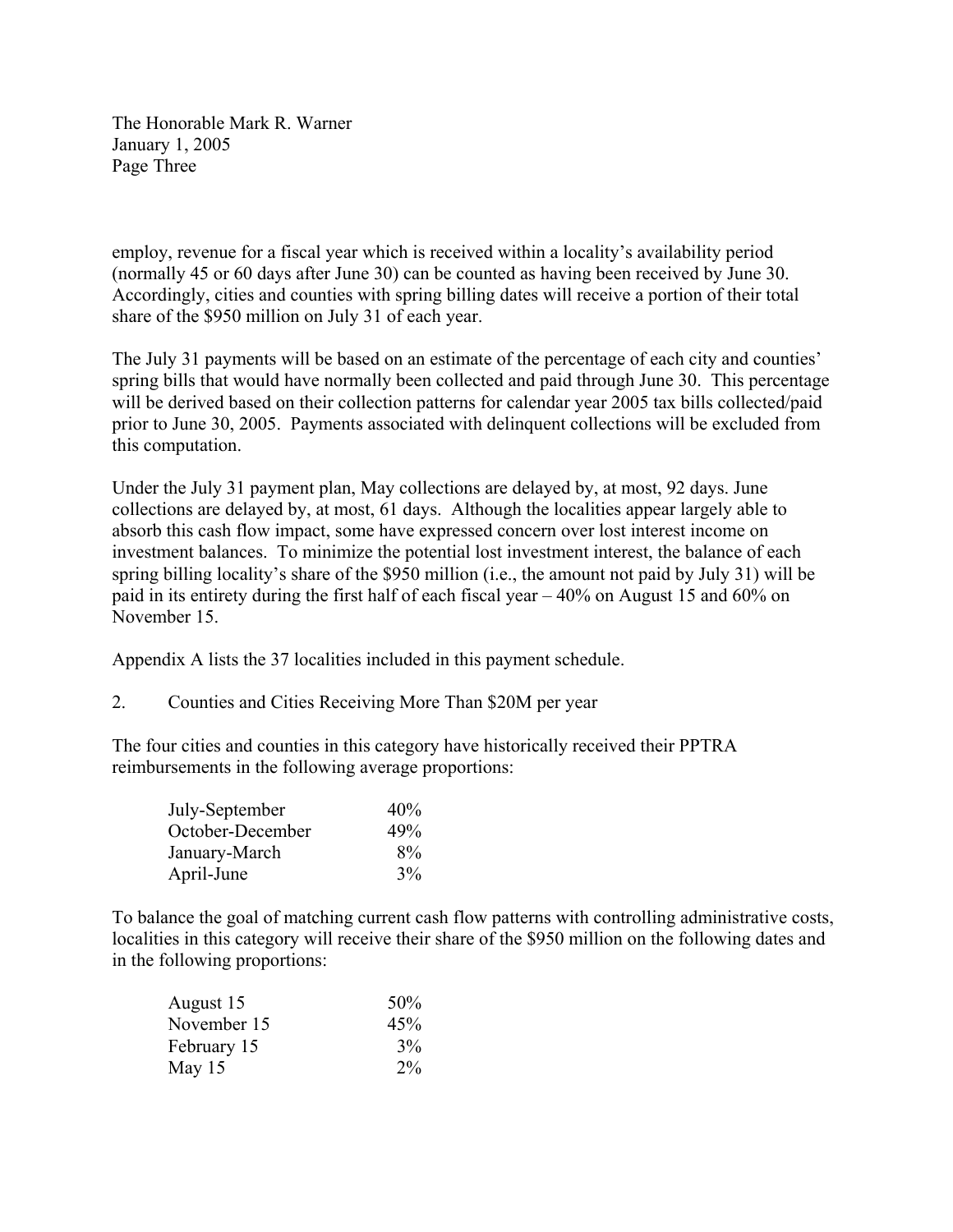employ, revenue for a fiscal year which is received within a locality's availability period (normally 45 or 60 days after June 30) can be counted as having been received by June 30. Accordingly, cities and counties with spring billing dates will receive a portion of their total share of the $950 million on July 31 of each year.

The July 31 payments will be based on an estimate of the percentage of each city and counties' spring bills that would have normally been collected and paid through June 30. This percentage will be derived based on their collection patterns for calendar year 2005 tax bills collected/paid prior to June 30, 2005. Payments associated with delinquent collections will be excluded from this computation.

Under the July 31 payment plan, May collections are delayed by, at most, 92 days. June collections are delayed by, at most, 61 days. Although the localities appear largely able to absorb this cash flow impact, some have expressed concern over lost interest income on investment balances. To minimize the potential lost investment interest, the balance of each spring billing locality's share of the $950 million (i.e., the amount not paid by July 31) will be paid in its entirety during the first half of each fiscal year – 40% on August 15 and 60% on November 15.

Appendix A lists the 37 localities included in this payment schedule.

2. Counties and Cities Receiving More Than $20M per year

The four cities and counties in this category have historically received their PPTRA reimbursements in the following average proportions:

| | |
|---|---|
| July-September | 40% |
| October-December | 49% |
| January-March | 8% |
| April-June | 3% |

To balance the goal of matching current cash flow patterns with controlling administrative costs, localities in this category will receive their share of the $950 million on the following dates and in the following proportions:

| | |
|---|---|
| August 15 | 50% |
| November 15 | 45% |
| February 15 | 3% |
| May 15 | 2% |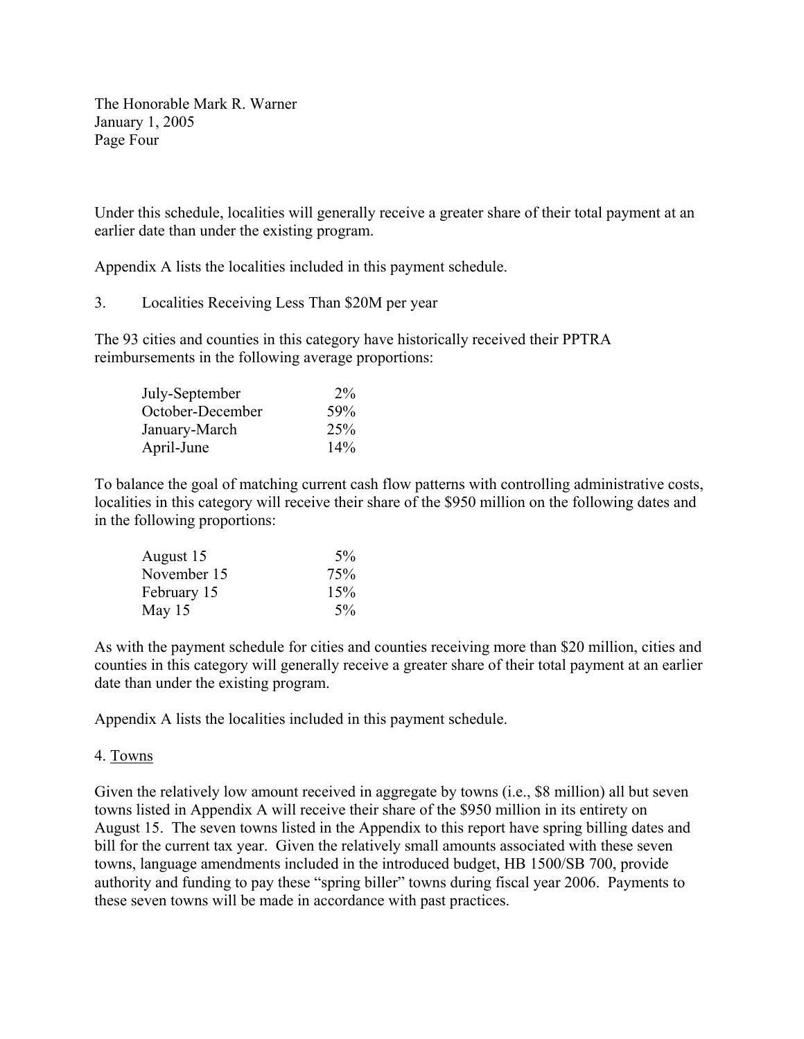Under this schedule, localities will generally receive a greater share of their total payment at an earlier date than under the existing program.

Appendix A lists the localities included in this payment schedule.

3. Localities Receiving Less Than $20M per year

The 93 cities and counties in this category have historically received their PPTRA reimbursements in the following average proportions:

| | |
|---|---|
| July-September | 2% |
| October-December | 59% |
| January-March | 25% |
| April-June | 14% |

To balance the goal of matching current cash flow patterns with controlling administrative costs, localities in this category will receive their share of the $950 million on the following dates and in the following proportions:

| | |
|---|---|
| August 15 | 5% |
| November 15 | 75% |
| February 15 | 15% |
| May 15 | 5% |

As with the payment schedule for cities and counties receiving more than $20 million, cities and counties in this category will generally receive a greater share of their total payment at an earlier date than under the existing program.

Appendix A lists the localities included in this payment schedule.

4. Towns

Given the relatively low amount received in aggregate by towns (i.e., $8 million) all but seven towns listed in Appendix A will receive their share of the $950 million in its entirety on August 15. The seven towns listed in the Appendix to this report have spring billing dates and bill for the current tax year. Given the relatively small amounts associated with these seven towns, language amendments included in the introduced budget, HB 1500/SB 700, provide authority and funding to pay these "spring biller" towns during fiscal year 2006. Payments to these seven towns will be made in accordance with past practices.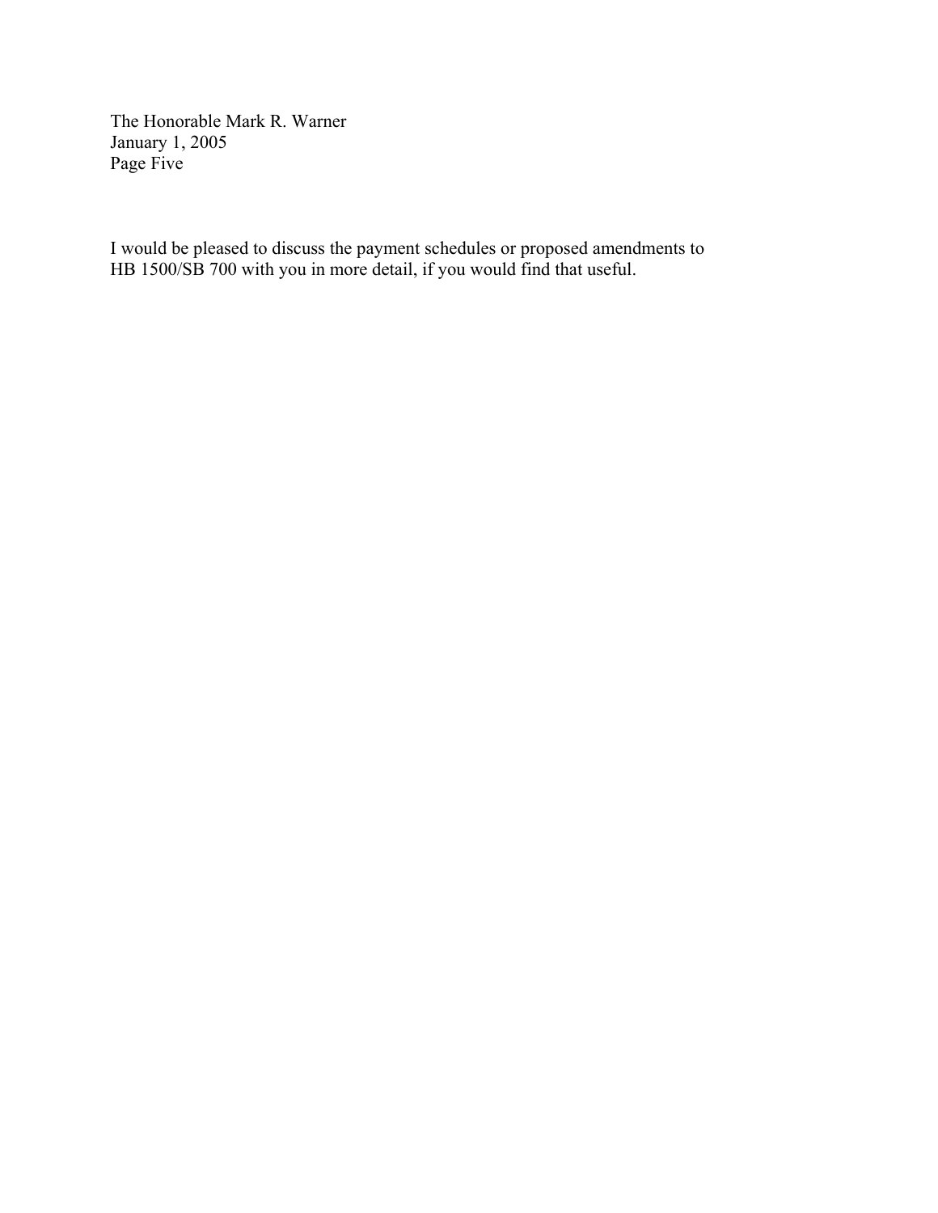I would be pleased to discuss the payment schedules or proposed amendments to HB 1500/SB 700 with you in more detail, if you would find that useful.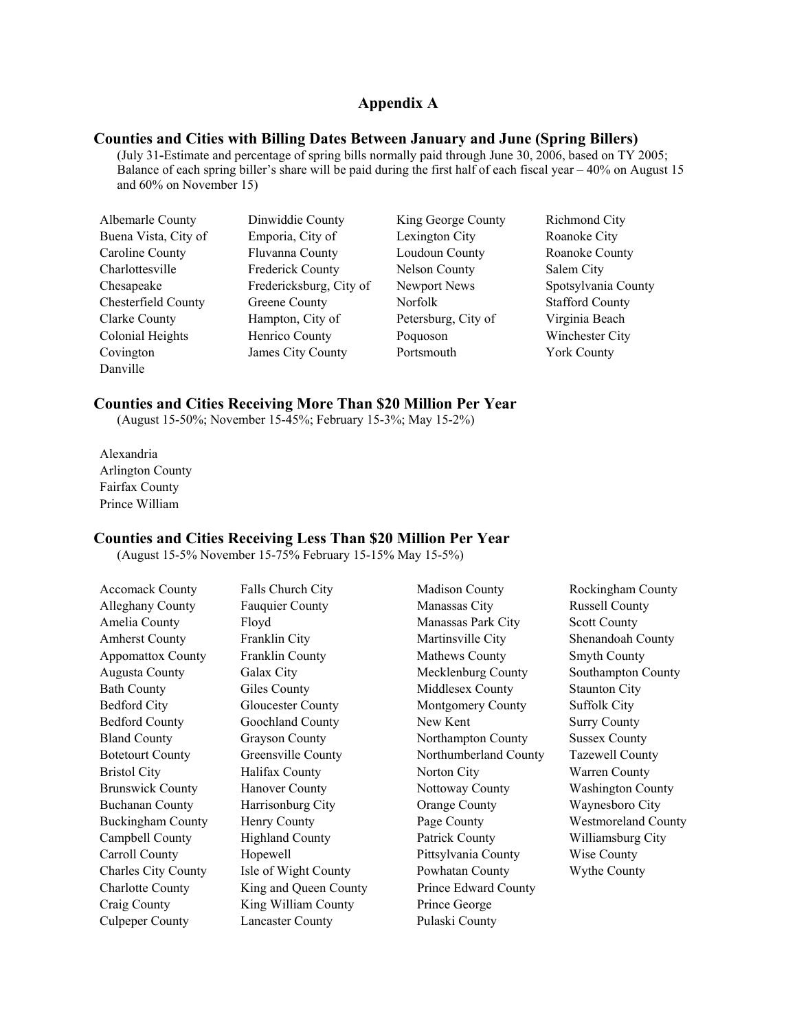# Appendix A

## Counties and Cities with Billing Dates Between January and June (Spring Billers)

(July 31-Estimate and percentage of spring bills normally paid through June 30, 2006, based on TY 2005; Balance of each spring biller's share will be paid during the first half of each fiscal year – 40% on August 15 and 60% on November 15)

Albemarle County
Buena Vista, City of
Caroline County
Charlottesville
Chesapeake
Chesterfield County
Clarke County
Colonial Heights
Covington
Danville
Dinwiddie County
Emporia, City of
Fluvanna County
Frederick County
Fredericksburg, City of
Greene County
Hampton, City of
Henrico County
James City County
King George County
Lexington City
Loudoun County
Nelson County
Newport News
Norfolk
Petersburg, City of
Poquoson
Portsmouth
Richmond City
Roanoke City
Roanoke County
Salem City
Spotsylvania County
Stafford County
Virginia Beach
Winchester City
York County

## Counties and Cities Receiving More Than $20 Million Per Year

(August 15-50%; November 15-45%; February 15-3%; May 15-2%)

Alexandria
Arlington County
Fairfax County
Prince William

## Counties and Cities Receiving Less Than $20 Million Per Year

(August 15-5% November 15-75% February 15-15% May 15-5%)

Accomack County
Alleghany County
Amelia County
Amherst County
Appomattox County
Augusta County
Bath County
Bedford City
Bedford County
Bland County
Botetourt County
Bristol City
Brunswick County
Buchanan County
Buckingham County
Campbell County
Carroll County
Charles City County
Charlotte County
Craig County
Culpeper County
Falls Church City
Fauquier County
Floyd
Franklin City
Franklin County
Galax City
Giles County
Gloucester County
Goochland County
Grayson County
Greensville County
Halifax County
Hanover County
Harrisonburg City
Henry County
Highland County
Hopewell
Isle of Wight County
King and Queen County
King William County
Lancaster County
Madison County
Manassas City
Manassas Park City
Martinsville City
Mathews County
Mecklenburg County
Middlesex County
Montgomery County
New Kent
Northampton County
Northumberland County
Norton City
Nottoway County
Orange County
Page County
Patrick County
Pittsylvania County
Powhatan County
Prince Edward County
Prince George
Pulaski County
Rockingham County
Russell County
Scott County
Shenandoah County
Smyth County
Southampton County
Staunton City
Suffolk City
Surry County
Sussex County
Tazewell County
Warren County
Washington County
Waynesboro City
Westmoreland County
Williamsburg City
Wise County
Wythe County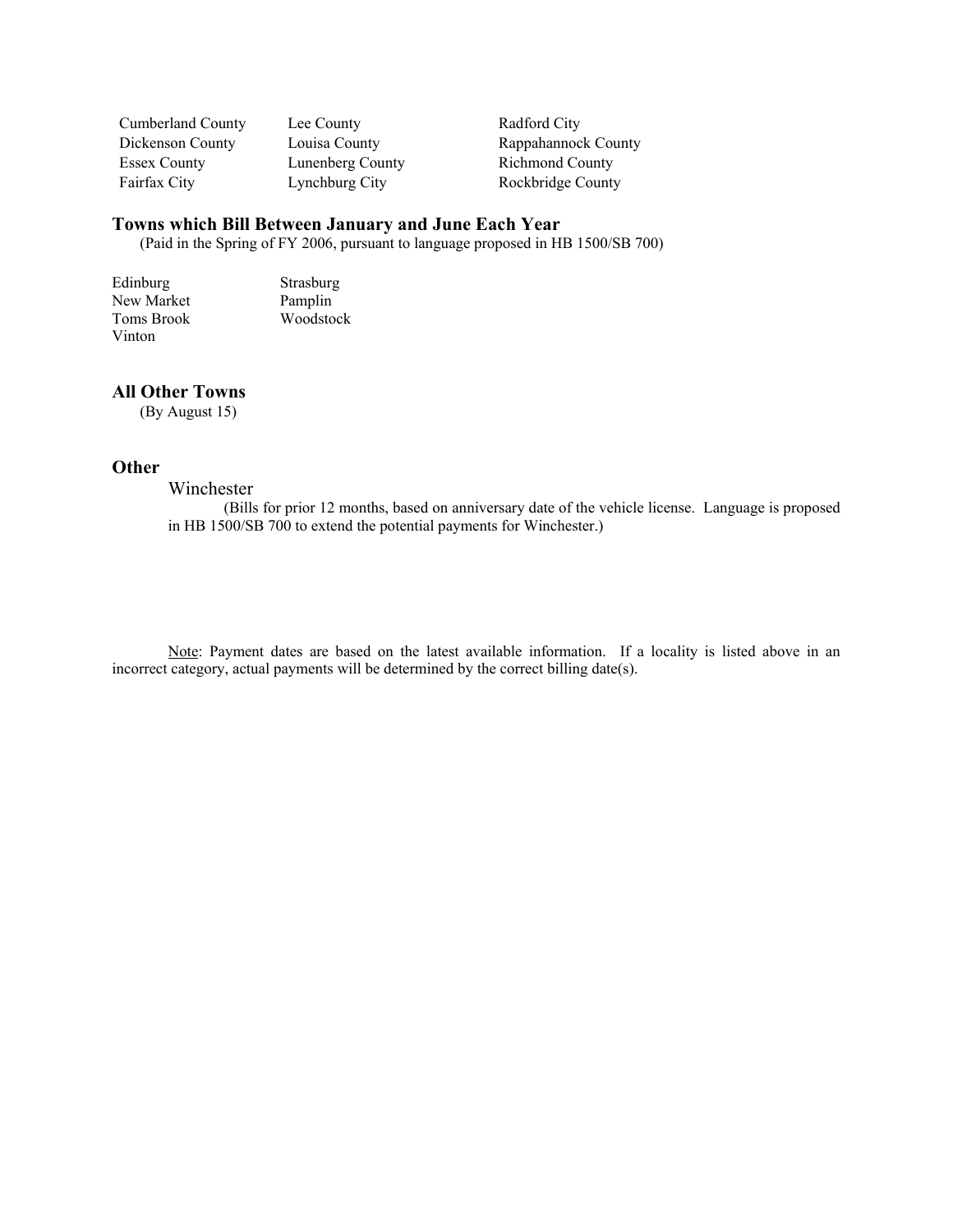| | | |
|---|---|---|
| Cumberland County | Lee County | Radford City |
| Dickenson County | Louisa County | Rappahannock County |
| Essex County | Lunenberg County | Richmond County |
| Fairfax City | Lynchburg City | Rockbridge County |

### Towns which Bill Between January and June Each Year

(Paid in the Spring of FY 2006, pursuant to language proposed in HB 1500/SB 700)

| | |
|---|---|
| Edinburg | Strasburg |
| New Market | Pamplin |
| Toms Brook | Woodstock |
| Vinton | |

### All Other Towns

(By August 15)

### Other

Winchester

(Bills for prior 12 months, based on anniversary date of the vehicle license. Language is proposed in HB 1500/SB 700 to extend the potential payments for Winchester.)

Note: Payment dates are based on the latest available information. If a locality is listed above in an incorrect category, actual payments will be determined by the correct billing date(s).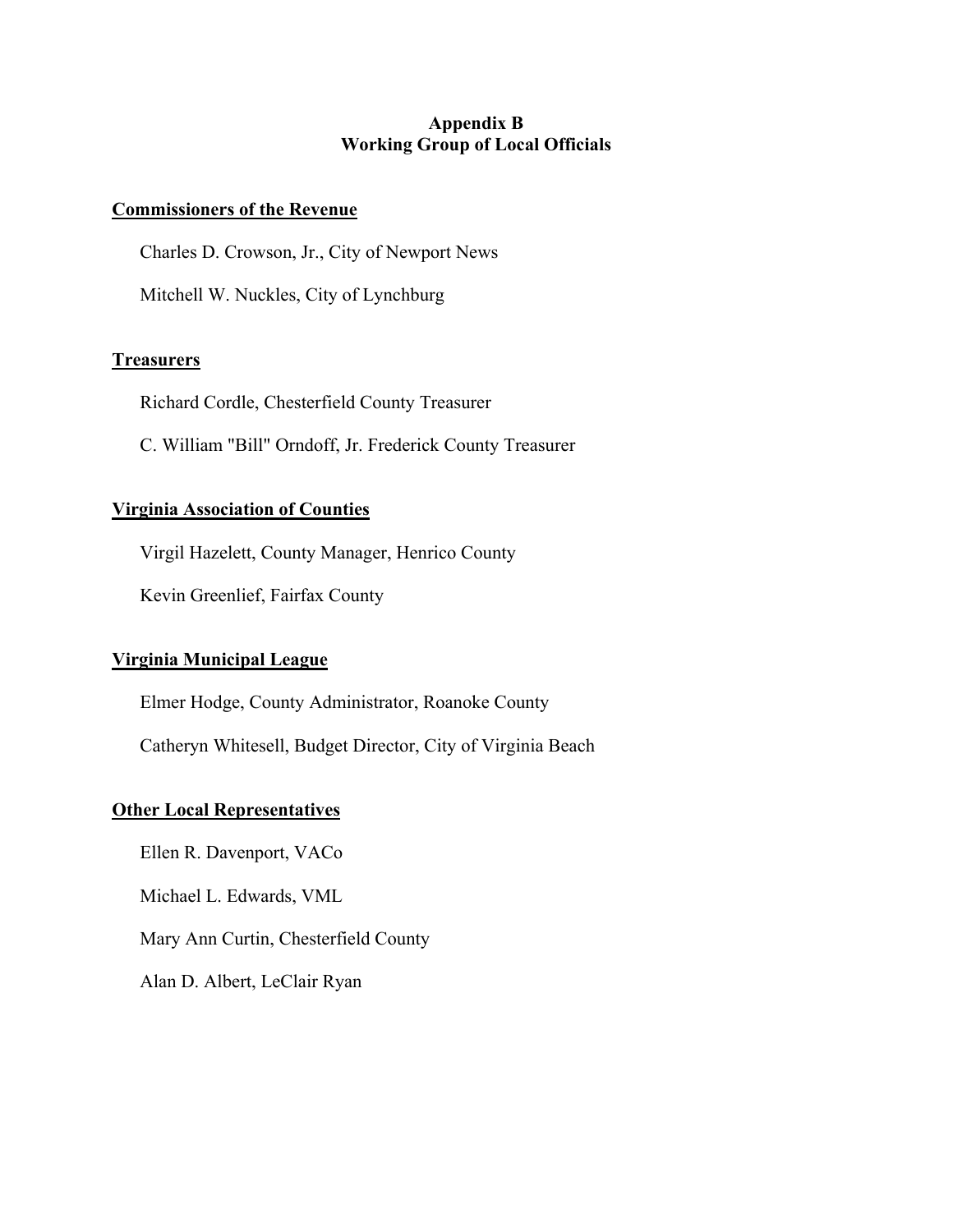# Appendix B
## Working Group of Local Officials

**Commissioners of the Revenue**

Charles D. Crowson, Jr., City of Newport News

Mitchell W. Nuckles, City of Lynchburg

**Treasurers**

Richard Cordle, Chesterfield County Treasurer

C. William "Bill" Orndoff, Jr. Frederick County Treasurer

**Virginia Association of Counties**

Virgil Hazelett, County Manager, Henrico County

Kevin Greenlief, Fairfax County

**Virginia Municipal League**

Elmer Hodge, County Administrator, Roanoke County

Catheryn Whitesell, Budget Director, City of Virginia Beach

**Other Local Representatives**

Ellen R. Davenport, VACo

Michael L. Edwards, VML

Mary Ann Curtin, Chesterfield County

Alan D. Albert, LeClair Ryan